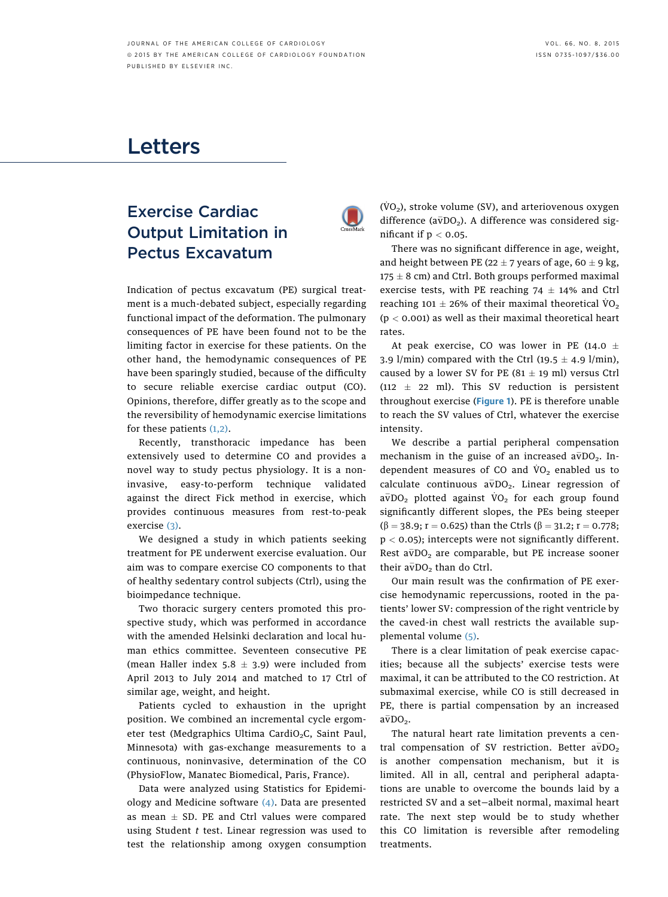# Letters

## Exercise Cardiac Output Limitation in Pectus Excavatum

Indication of pectus excavatum (PE) surgical treatment is a much-debated subject, especially regarding functional impact of the deformation. The pulmonary consequences of PE have been found not to be the limiting factor in exercise for these patients. On the other hand, the hemodynamic consequences of PE have been sparingly studied, because of the difficulty to secure reliable exercise cardiac output (CO). Opinions, therefore, differ greatly as to the scope and the reversibility of hemodynamic exercise limitations for these patients (1,2).

Recently, transthoracic impedance has been extensively used to determine CO and provides a novel way to study pectus physiology. It is a noninvasive, easy-to-perform technique validated against the direct Fick method in exercise, which provides continuous measures from rest-to-peak exercise (3).

We designed a study in which patients seeking treatment for PE underwent exercise evaluation. Our aim was to compare exercise CO components to that of healthy sedentary control subjects (Ctrl), using the bioimpedance technique.

Two thoracic surgery centers promoted this prospective study, which was performed in accordance with the amended Helsinki declaration and local human ethics committee. Seventeen consecutive PE (mean Haller index 5.8 ± 3.9) were included from April 2013 to July 2014 and matched to 17 Ctrl of similar age, weight, and height.

Patients cycled to exhaustion in the upright position. We combined an incremental cycle ergometer test (Medgraphics Ultima Cardi$O_2$C, Saint Paul, Minnesota) with gas-exchange measurements to a continuous, noninvasive, determination of the CO (PhysioFlow, Manatec Biomedical, Paris, France).

Data were analyzed using Statistics for Epidemiology and Medicine software (4). Data are presented as mean ± SD. PE and Ctrl values were compared using Student *t* test. Linear regression was used to test the relationship among oxygen consumption ($\dot{V}O_2$), stroke volume (SV), and arteriovenous oxygen difference ($a\bar{v}DO_2$). A difference was considered significant if $p < 0.05$.

There was no significant difference in age, weight, and height between PE (22 ± 7 years of age, 60 ± 9 kg, 175 ± 8 cm) and Ctrl. Both groups performed maximal exercise tests, with PE reaching 74 ± 14% and Ctrl reaching 101 ± 26% of their maximal theoretical $\dot{V}O_2$ ($p < 0.001$) as well as their maximal theoretical heart rates.

At peak exercise, CO was lower in PE (14.0 ± 3.9 l/min) compared with the Ctrl (19.5 ± 4.9 l/min), caused by a lower SV for PE (81 ± 19 ml) versus Ctrl (112 ± 22 ml). This SV reduction is persistent throughout exercise (**Figure 1**). PE is therefore unable to reach the SV values of Ctrl, whatever the exercise intensity.

We describe a partial peripheral compensation mechanism in the guise of an increased $a\bar{v}DO_2$. Independent measures of CO and $\dot{V}O_2$ enabled us to calculate continuous $a\bar{v}DO_2$. Linear regression of $a\bar{v}DO_2$ plotted against $\dot{V}O_2$ for each group found significantly different slopes, the PEs being steeper ($\beta = 38.9$; $r = 0.625$) than the Ctrls ($\beta = 31.2$; $r = 0.778$; $p < 0.05$); intercepts were not significantly different. Rest $a\bar{v}DO_2$ are comparable, but PE increase sooner their $a\bar{v}DO_2$ than do Ctrl.

Our main result was the confirmation of PE exercise hemodynamic repercussions, rooted in the patients' lower SV: compression of the right ventricle by the caved-in chest wall restricts the available supplemental volume (5).

There is a clear limitation of peak exercise capacities; because all the subjects' exercise tests were maximal, it can be attributed to the CO restriction. At submaximal exercise, while CO is still decreased in PE, there is partial compensation by an increased $a\bar{v}DO_2$.

The natural heart rate limitation prevents a central compensation of SV restriction. Better $a\bar{v}DO_2$ is another compensation mechanism, but it is limited. All in all, central and peripheral adaptations are unable to overcome the bounds laid by a restricted SV and a set—albeit normal, maximal heart rate. The next step would be to study whether this CO limitation is reversible after remodeling treatments.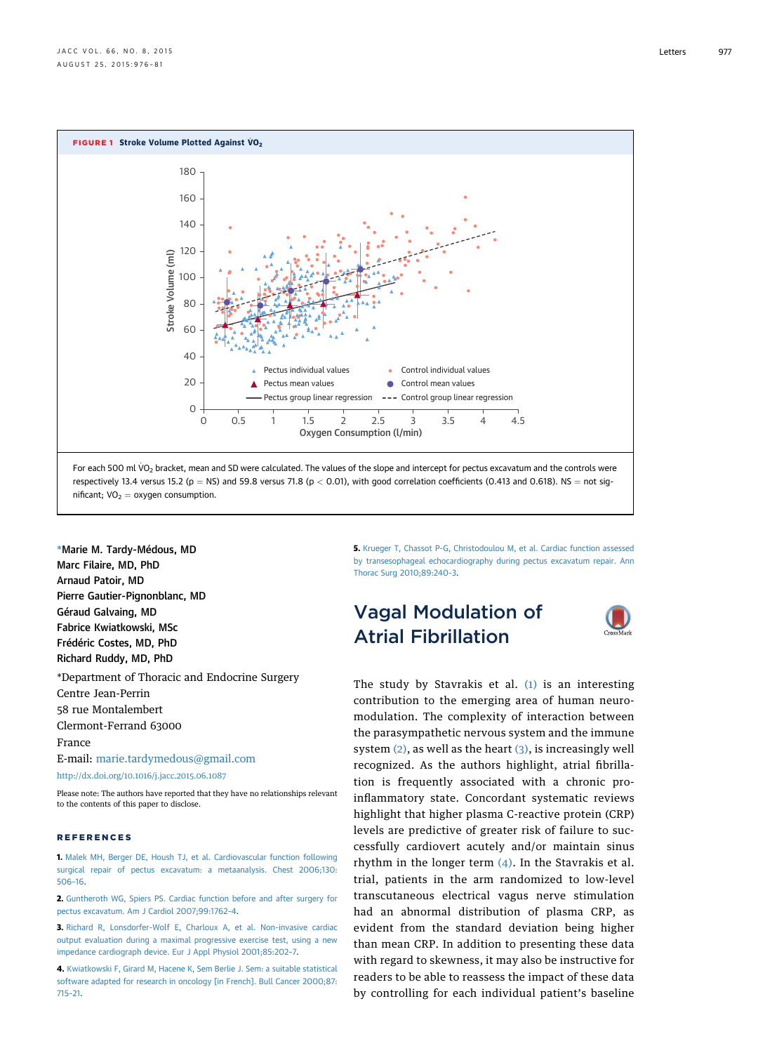**FIGURE 1** Stroke Volume Plotted Against $\dot{V}O_2$

180
160
140
120
100
80
60
40
20
0
Stroke Volume (ml)
0
0.5
1
1.5
2
2.5
3
3.5
4
4.5
Oxygen Consumption (l/min)

Pectus individual values
Control individual values
Pectus mean values
Control mean values
Pectus group linear regression
Control group linear regression

For each 500 ml $\dot{V}O_2$ bracket, mean and SD were calculated. The values of the slope and intercept for pectus excavatum and the controls were respectively 13.4 versus 15.2 ($p$ = NS) and 59.8 versus 71.8 ($p < 0.01$), with good correlation coefficients (0.413 and 0.618). NS = not significant; $VO_2$ = oxygen consumption.

*Marie M. Tardy-Médous, MD
Marc Filaire, MD, PhD
Arnaud Patoir, MD
Pierre Gautier-Pignonblanc, MD
Géraud Galvaing, MD
Fabrice Kwiatkowski, MSc
Frédéric Costes, MD, PhD
Richard Ruddy, MD, PhD

*Department of Thoracic and Endocrine Surgery
Centre Jean-Perrin
58 rue Montalembert
Clermont-Ferrand 63000
France
E-mail: marie.tardymedous@gmail.com
http://dx.doi.org/10.1016/j.jacc.2015.06.1087

Please note: The authors have reported that they have no relationships relevant to the contents of this paper to disclose.

## REFERENCES

1. Malek MH, Berger DE, Housh TJ, et al. Cardiovascular function following surgical repair of pectus excavatum: a metaanalysis. Chest 2006;130:506–16.

2. Guntheroth WG, Spiers PS. Cardiac function before and after surgery for pectus excavatum. Am J Cardiol 2007;99:1762–4.

3. Richard R, Lonsdorfer-Wolf E, Charloux A, et al. Non-invasive cardiac output evaluation during a maximal progressive exercise test, using a new impedance cardiograph device. Eur J Appl Physiol 2001;85:202–7.

4. Kwiatkowski F, Girard M, Hacene K, Sem Berlie J. Sem: a suitable statistical software adapted for research in oncology [in French]. Bull Cancer 2000;87:715–21.

5. Krueger T, Chassot P-G, Christodoulou M, et al. Cardiac function assessed by transesophageal echocardiography during pectus excavatum repair. Ann Thorac Surg 2010;89:240–3.

# Vagal Modulation of Atrial Fibrillation

The study by Stavrakis et al. (1) is an interesting contribution to the emerging area of human neuromodulation. The complexity of interaction between the parasympathetic nervous system and the immune system (2), as well as the heart (3), is increasingly well recognized. As the authors highlight, atrial fibrillation is frequently associated with a chronic pro-inflammatory state. Concordant systematic reviews highlight that higher plasma C-reactive protein (CRP) levels are predictive of greater risk of failure to successfully cardiovert acutely and/or maintain sinus rhythm in the longer term (4). In the Stavrakis et al. trial, patients in the arm randomized to low-level transcutaneous electrical vagus nerve stimulation had an abnormal distribution of plasma CRP, as evident from the standard deviation being higher than mean CRP. In addition to presenting these data with regard to skewness, it may also be instructive for readers to be able to reassess the impact of these data by controlling for each individual patient's baseline